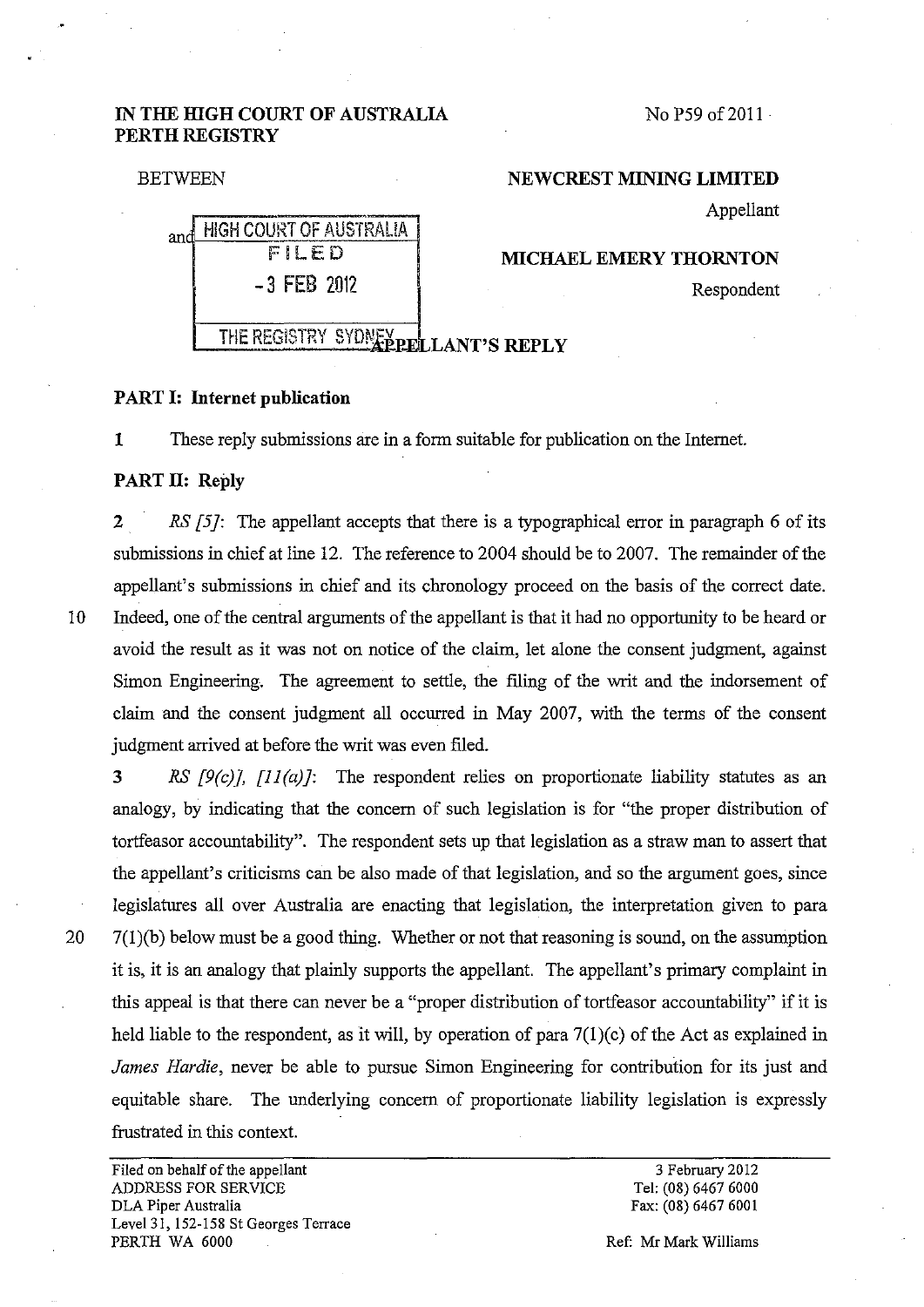**IN THE HIGH COURT OF AUSTRALIA**
**PERTH REGISTRY**

No P59 of 2011

BETWEEN

**NEWCREST MINING LIMITED**

Appellant

and

**MICHAEL EMERY THORNTON**

Respondent

HIGH COURT OF AUSTRALIA
FILED
- 3 FEB 2012
THE REGISTRY SYDNEY

**APPELLANT'S REPLY**

**PART I: Internet publication**

1 These reply submissions are in a form suitable for publication on the Internet.

**PART II: Reply**

2 *RS [5]*: The appellant accepts that there is a typographical error in paragraph 6 of its submissions in chief at line 12. The reference to 2004 should be to 2007. The remainder of the appellant's submissions in chief and its chronology proceed on the basis of the correct date. Indeed, one of the central arguments of the appellant is that it had no opportunity to be heard or avoid the result as it was not on notice of the claim, let alone the consent judgment, against Simon Engineering. The agreement to settle, the filing of the writ and the indorsement of claim and the consent judgment all occurred in May 2007, with the terms of the consent judgment arrived at before the writ was even filed.

3 *RS [9(c)], [11(a)]*: The respondent relies on proportionate liability statutes as an analogy, by indicating that the concern of such legislation is for "the proper distribution of tortfeasor accountability". The respondent sets up that legislation as a straw man to assert that the appellant's criticisms can be also made of that legislation, and so the argument goes, since legislatures all over Australia are enacting that legislation, the interpretation given to para 7(1)(b) below must be a good thing. Whether or not that reasoning is sound, on the assumption it is, it is an analogy that plainly supports the appellant. The appellant's primary complaint in this appeal is that there can never be a "proper distribution of tortfeasor accountability" if it is held liable to the respondent, as it will, by operation of para 7(1)(c) of the Act as explained in *James Hardie*, never be able to pursue Simon Engineering for contribution for its just and equitable share. The underlying concern of proportionate liability legislation is expressly frustrated in this context.

Filed on behalf of the appellant
ADDRESS FOR SERVICE
DLA Piper Australia
Level 31, 152-158 St Georges Terrace
PERTH WA 6000

3 February 2012
Tel: (08) 6467 6000
Fax: (08) 6467 6001

Ref: Mr Mark Williams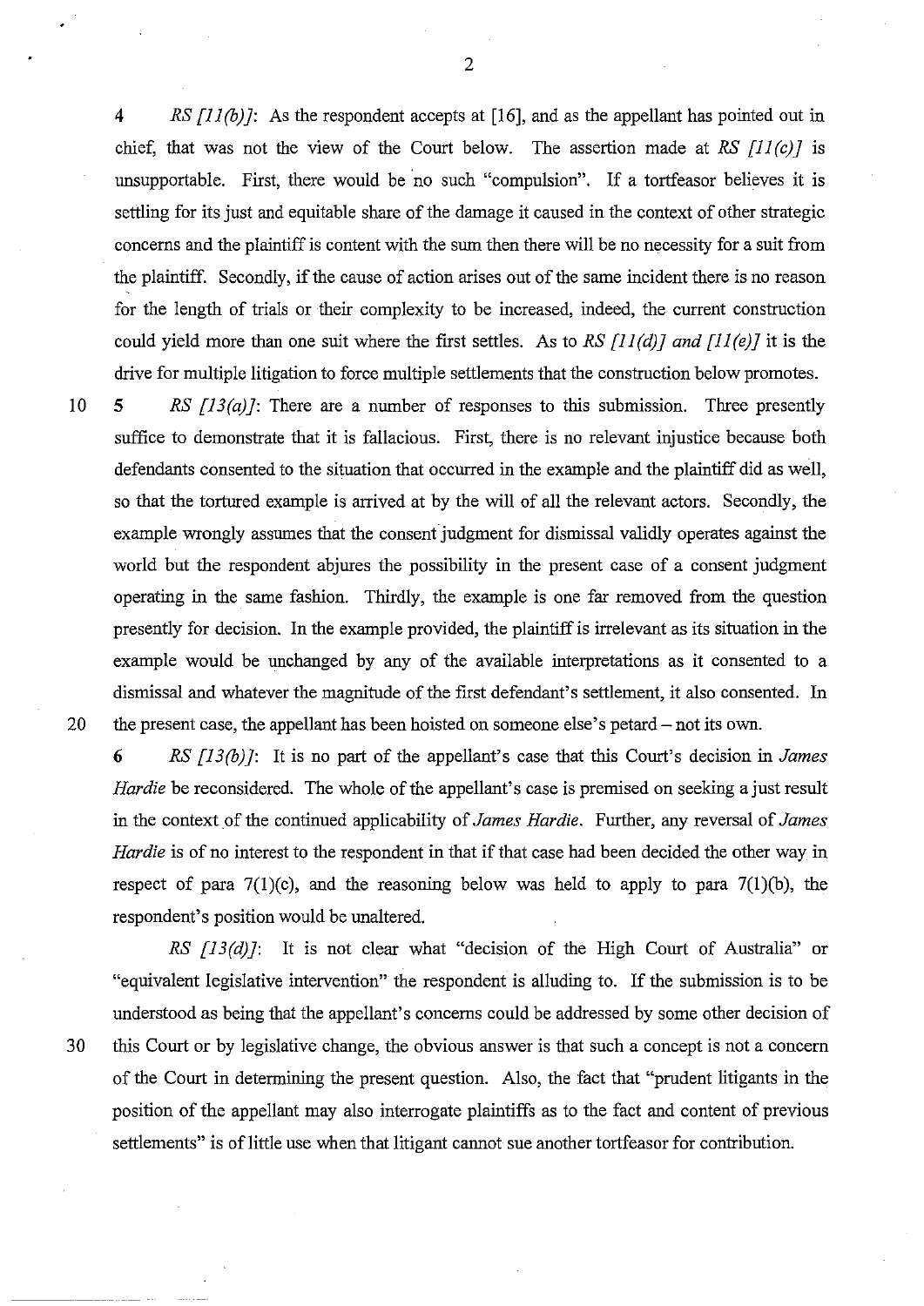4 *RS [11(b)]*: As the respondent accepts at [16], and as the appellant has pointed out in chief, that was not the view of the Court below. The assertion made at *RS [11(c)]* is unsupportable. First, there would be no such "compulsion". If a tortfeasor believes it is settling for its just and equitable share of the damage it caused in the context of other strategic concerns and the plaintiff is content with the sum then there will be no necessity for a suit from the plaintiff. Secondly, if the cause of action arises out of the same incident there is no reason for the length of trials or their complexity to be increased, indeed, the current construction could yield more than one suit where the first settles. As to *RS [11(d)] and [11(e)]* it is the drive for multiple litigation to force multiple settlements that the construction below promotes.

5 *RS [13(a)]*: There are a number of responses to this submission. Three presently suffice to demonstrate that it is fallacious. First, there is no relevant injustice because both defendants consented to the situation that occurred in the example and the plaintiff did as well, so that the tortured example is arrived at by the will of all the relevant actors. Secondly, the example wrongly assumes that the consent judgment for dismissal validly operates against the world but the respondent abjures the possibility in the present case of a consent judgment operating in the same fashion. Thirdly, the example is one far removed from the question presently for decision. In the example provided, the plaintiff is irrelevant as its situation in the example would be unchanged by any of the available interpretations as it consented to a dismissal and whatever the magnitude of the first defendant's settlement, it also consented. In the present case, the appellant has been hoisted on someone else's petard – not its own.

6 *RS [13(b)]*: It is no part of the appellant's case that this Court's decision in *James Hardie* be reconsidered. The whole of the appellant's case is premised on seeking a just result in the context of the continued applicability of *James Hardie*. Further, any reversal of *James Hardie* is of no interest to the respondent in that if that case had been decided the other way in respect of para 7(1)(c), and the reasoning below was held to apply to para 7(1)(b), the respondent's position would be unaltered.

*RS [13(d)]*: It is not clear what "decision of the High Court of Australia" or "equivalent legislative intervention" the respondent is alluding to. If the submission is to be understood as being that the appellant's concerns could be addressed by some other decision of this Court or by legislative change, the obvious answer is that such a concept is not a concern of the Court in determining the present question. Also, the fact that "prudent litigants in the position of the appellant may also interrogate plaintiffs as to the fact and content of previous settlements" is of little use when that litigant cannot sue another tortfeasor for contribution.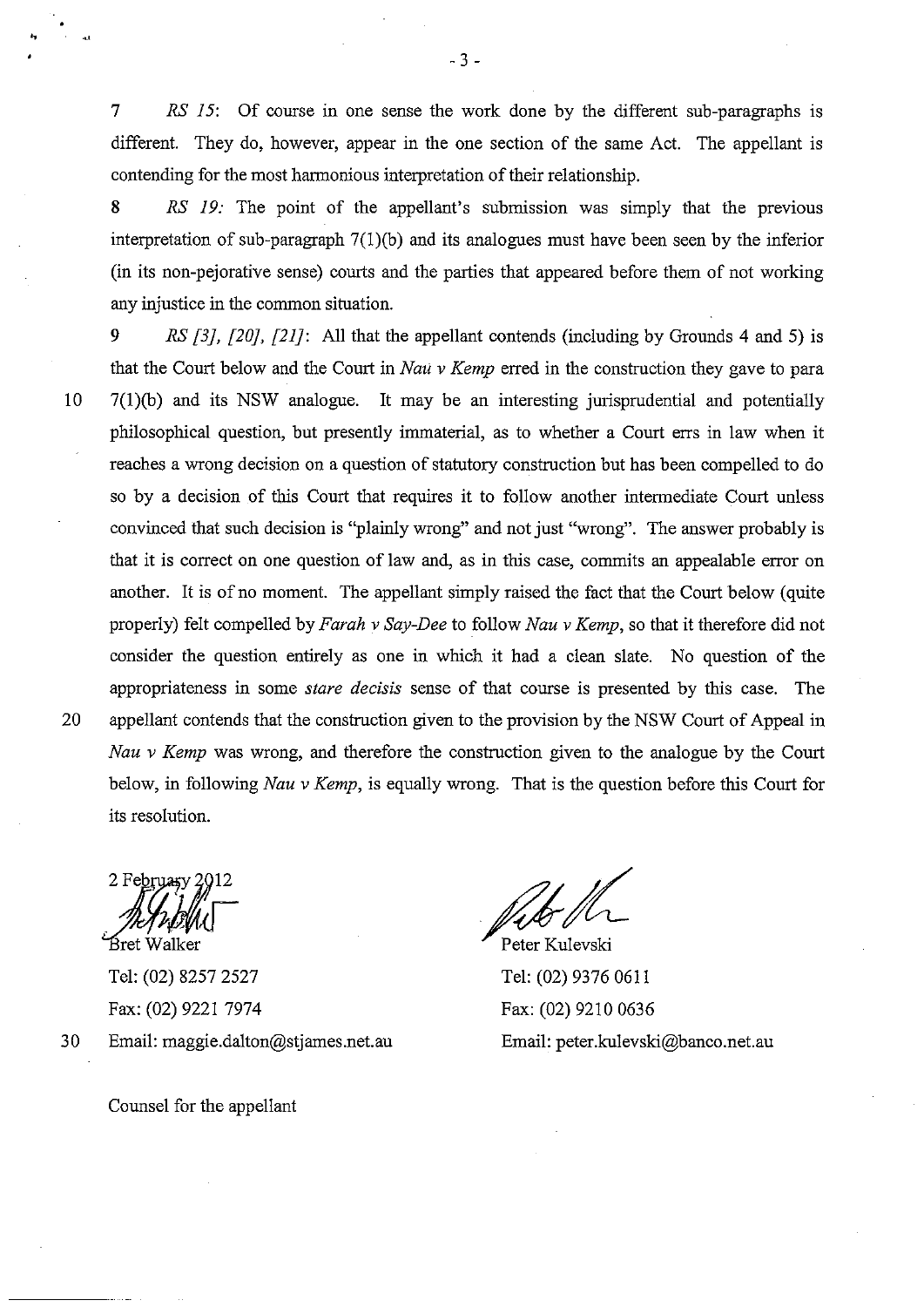7 *RS 15*: Of course in one sense the work done by the different sub-paragraphs is different. They do, however, appear in the one section of the same Act. The appellant is contending for the most harmonious interpretation of their relationship.

8 *RS 19:* The point of the appellant's submission was simply that the previous interpretation of sub-paragraph 7(1)(b) and its analogues must have been seen by the inferior (in its non-pejorative sense) courts and the parties that appeared before them of not working any injustice in the common situation.

9 *RS [3], [20], [21]*: All that the appellant contends (including by Grounds 4 and 5) is that the Court below and the Court in *Nau v Kemp* erred in the construction they gave to para 7(1)(b) and its NSW analogue. It may be an interesting jurisprudential and potentially philosophical question, but presently immaterial, as to whether a Court errs in law when it reaches a wrong decision on a question of statutory construction but has been compelled to do so by a decision of this Court that requires it to follow another intermediate Court unless convinced that such decision is "plainly wrong" and not just "wrong". The answer probably is that it is correct on one question of law and, as in this case, commits an appealable error on another. It is of no moment. The appellant simply raised the fact that the Court below (quite properly) felt compelled by *Farah v Say-Dee* to follow *Nau v Kemp*, so that it therefore did not consider the question entirely as one in which it had a clean slate. No question of the appropriateness in some *stare decisis* sense of that course is presented by this case. The appellant contends that the construction given to the provision by the NSW Court of Appeal in *Nau v Kemp* was wrong, and therefore the construction given to the analogue by the Court below, in following *Nau v Kemp*, is equally wrong. That is the question before this Court for its resolution.

2 February 2012

| | |
|---|---|
| Bret Walker | Peter Kulevski |
| Tel: (02) 8257 2527 | Tel: (02) 9376 0611 |
| Fax: (02) 9221 7974 | Fax: (02) 9210 0636 |
| Email: maggie.dalton@stjames.net.au | Email: peter.kulevski@banco.net.au |

Counsel for the appellant